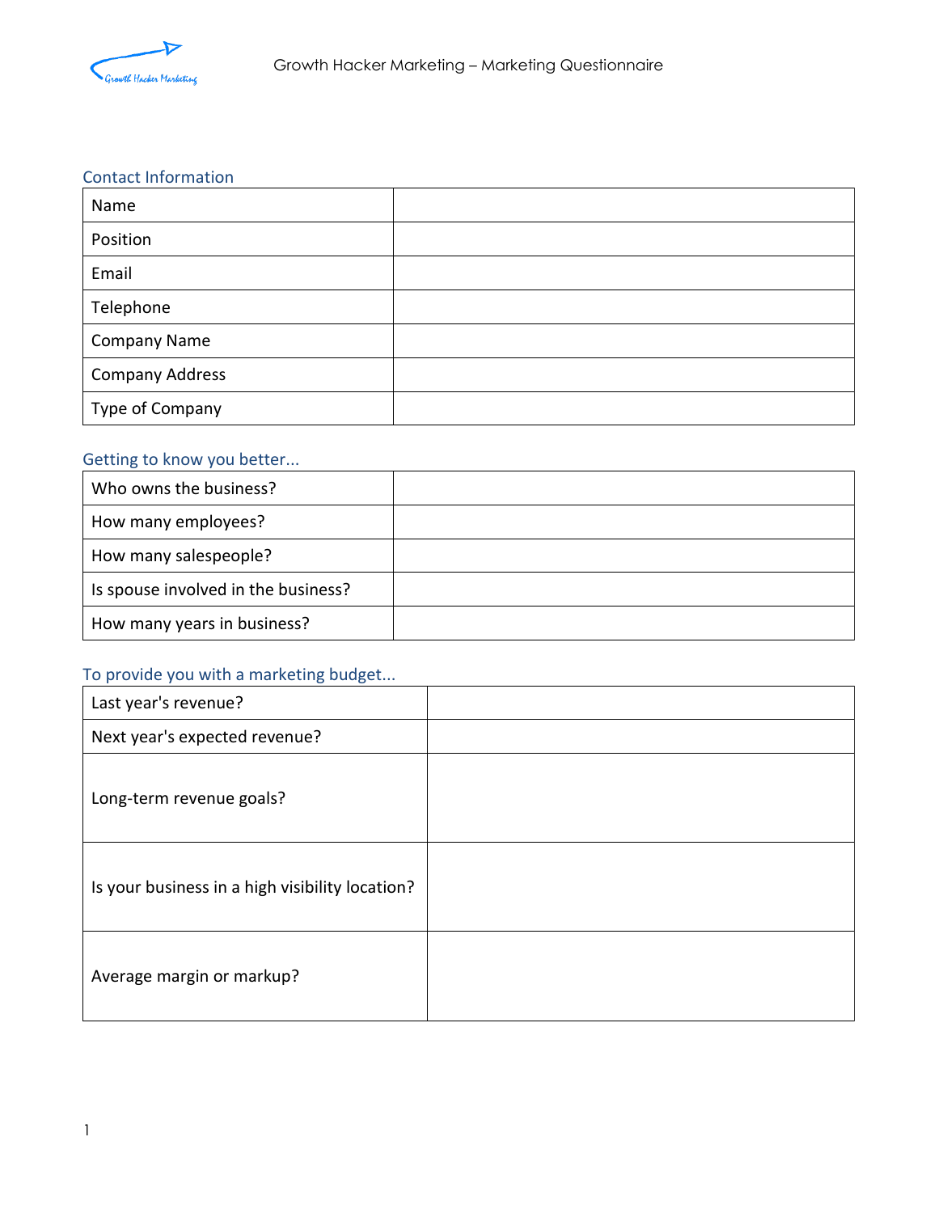## Contact Information

| Name | |
|---|---|
| Position | |
| Email | |
| Telephone | |
| Company Name | |
| Company Address | |
| Type of Company | |

## Getting to know you better...

| Who owns the business? | |
|---|---|
| How many employees? | |
| How many salespeople? | |
| Is spouse involved in the business? | |
| How many years in business? | |

## To provide you with a marketing budget...

| Last year's revenue? | |
|---|---|
| Next year's expected revenue? | |
| Long-term revenue goals? | |
| Is your business in a high visibility location? | |
| Average margin or markup? | |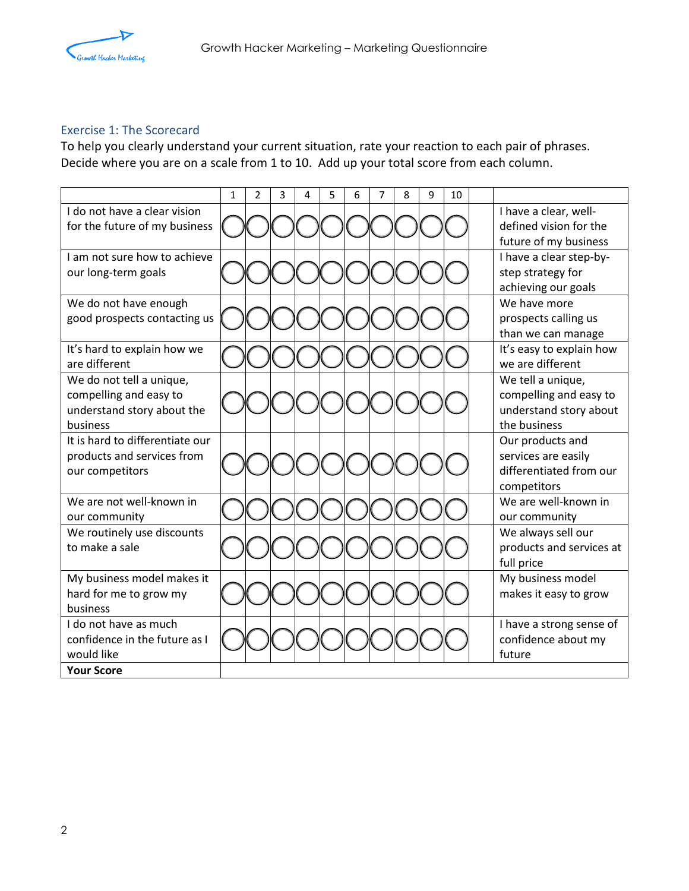### Exercise 1: The Scorecard

To help you clearly understand your current situation, rate your reaction to each pair of phrases. Decide where you are on a scale from 1 to 10. Add up your total score from each column.

| | 1 | 2 | 3 | 4 | 5 | 6 | 7 | 8 | 9 | 10 | | |
|---|---|---|---|---|---|---|---|---|---|---|---|---|
| I do not have a clear vision for the future of my business | ◯ | ◯ | ◯ | ◯ | ◯ | ◯ | ◯ | ◯ | ◯ | ◯ | | I have a clear, well-defined vision for the future of my business |
| I am not sure how to achieve our long-term goals | ◯ | ◯ | ◯ | ◯ | ◯ | ◯ | ◯ | ◯ | ◯ | ◯ | | I have a clear step-by-step strategy for achieving our goals |
| We do not have enough good prospects contacting us | ◯ | ◯ | ◯ | ◯ | ◯ | ◯ | ◯ | ◯ | ◯ | ◯ | | We have more prospects calling us than we can manage |
| It's hard to explain how we are different | ◯ | ◯ | ◯ | ◯ | ◯ | ◯ | ◯ | ◯ | ◯ | ◯ | | It's easy to explain how we are different |
| We do not tell a unique, compelling and easy to understand story about the business | ◯ | ◯ | ◯ | ◯ | ◯ | ◯ | ◯ | ◯ | ◯ | ◯ | | We tell a unique, compelling and easy to understand story about the business |
| It is hard to differentiate our products and services from our competitors | ◯ | ◯ | ◯ | ◯ | ◯ | ◯ | ◯ | ◯ | ◯ | ◯ | | Our products and services are easily differentiated from our competitors |
| We are not well-known in our community | ◯ | ◯ | ◯ | ◯ | ◯ | ◯ | ◯ | ◯ | ◯ | ◯ | | We are well-known in our community |
| We routinely use discounts to make a sale | ◯ | ◯ | ◯ | ◯ | ◯ | ◯ | ◯ | ◯ | ◯ | ◯ | | We always sell our products and services at full price |
| My business model makes it hard for me to grow my business | ◯ | ◯ | ◯ | ◯ | ◯ | ◯ | ◯ | ◯ | ◯ | ◯ | | My business model makes it easy to grow |
| I do not have as much confidence in the future as I would like | ◯ | ◯ | ◯ | ◯ | ◯ | ◯ | ◯ | ◯ | ◯ | ◯ | | I have a strong sense of confidence about my future |
| **Your Score** | | | | | | | | | | | | |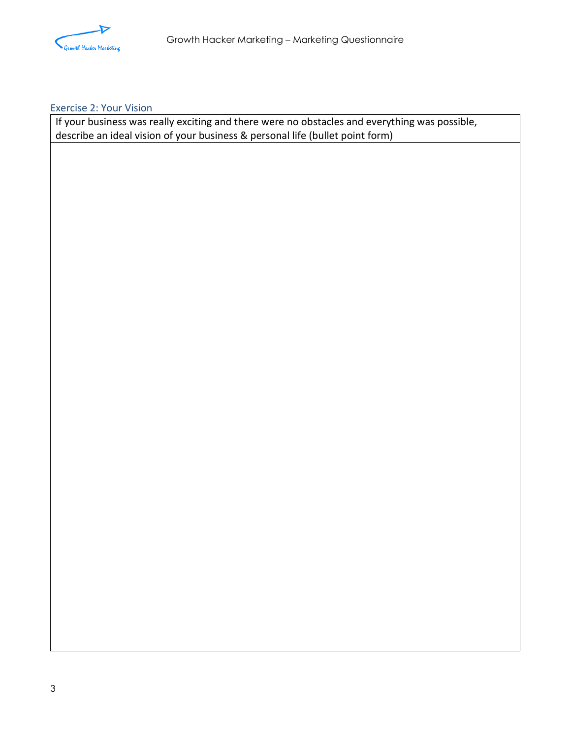## Exercise 2: Your Vision

| If your business was really exciting and there were no obstacles and everything was possible, describe an ideal vision of your business & personal life (bullet point form) |
|---|
| |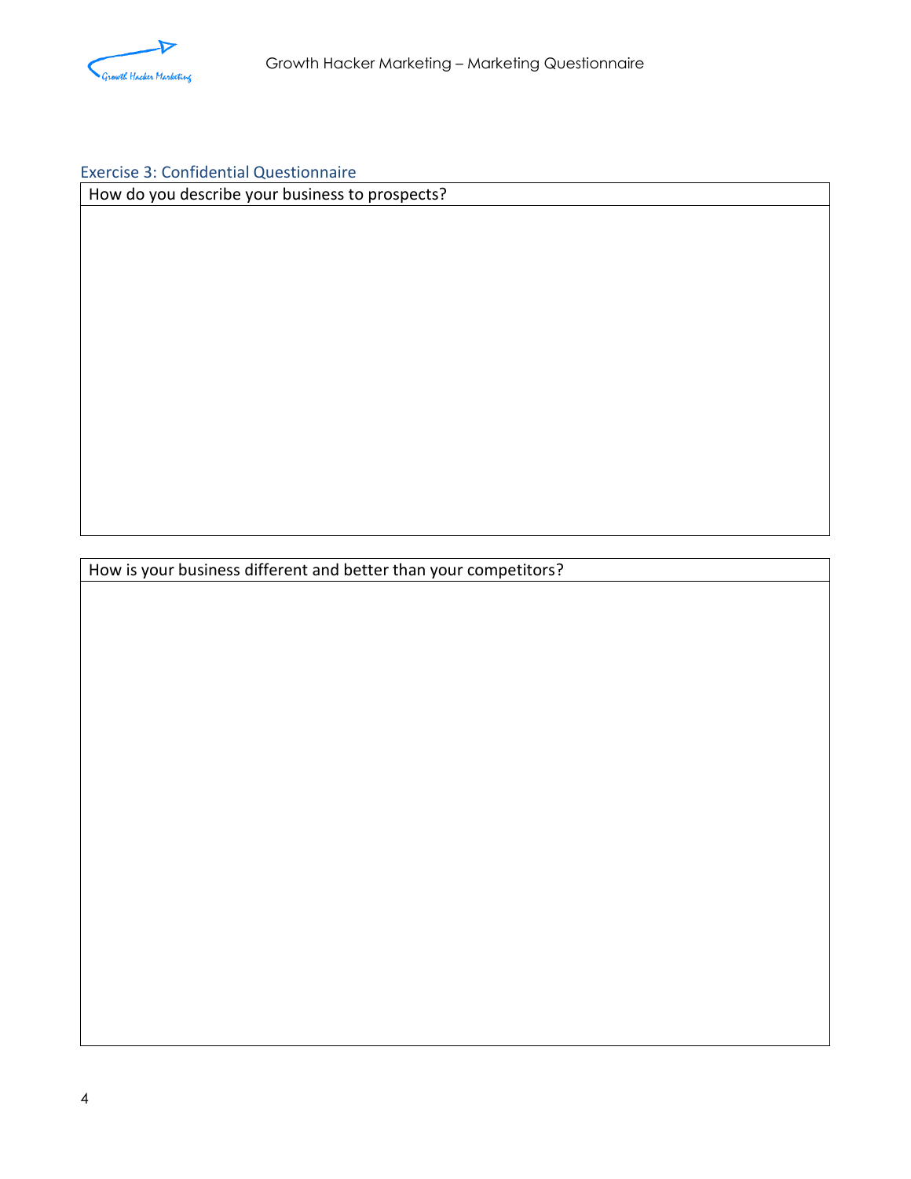### Exercise 3: Confidential Questionnaire

| How do you describe your business to prospects? |
| --- |
| |

| How is your business different and better than your competitors? |
| --- |
| |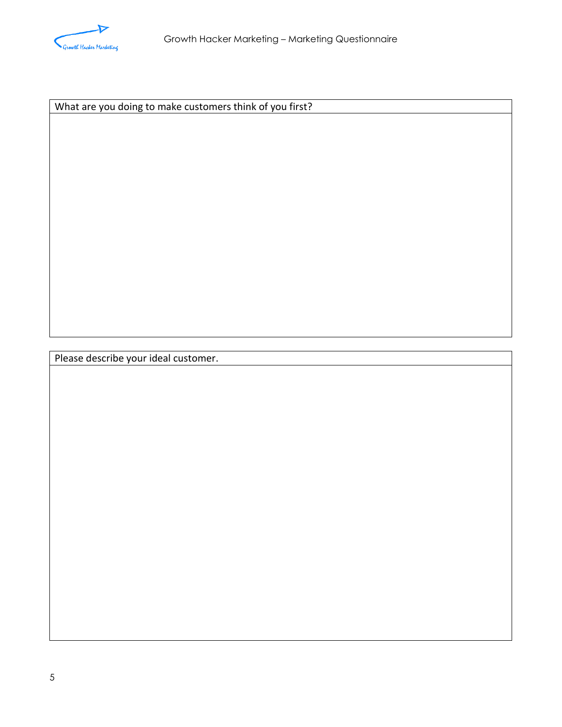| What are you doing to make customers think of you first? |
| --- |
| |

| Please describe your ideal customer. |
| --- |
| |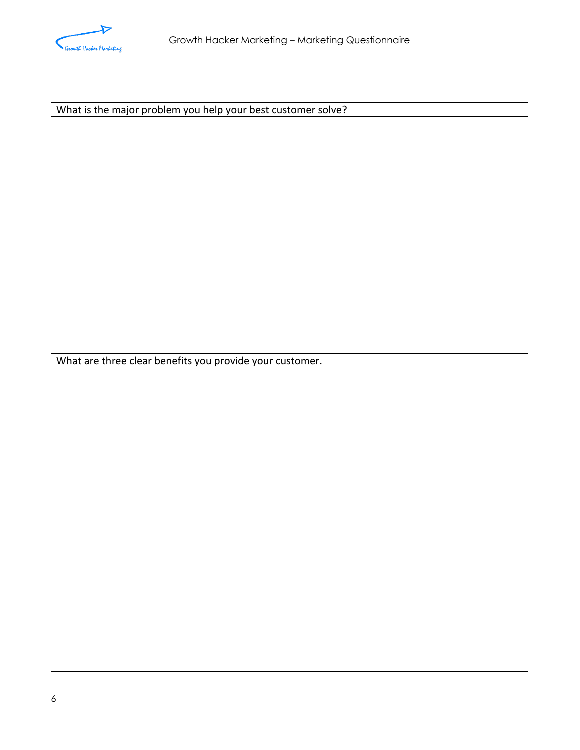What is the major problem you help your best customer solve?

What are three clear benefits you provide your customer.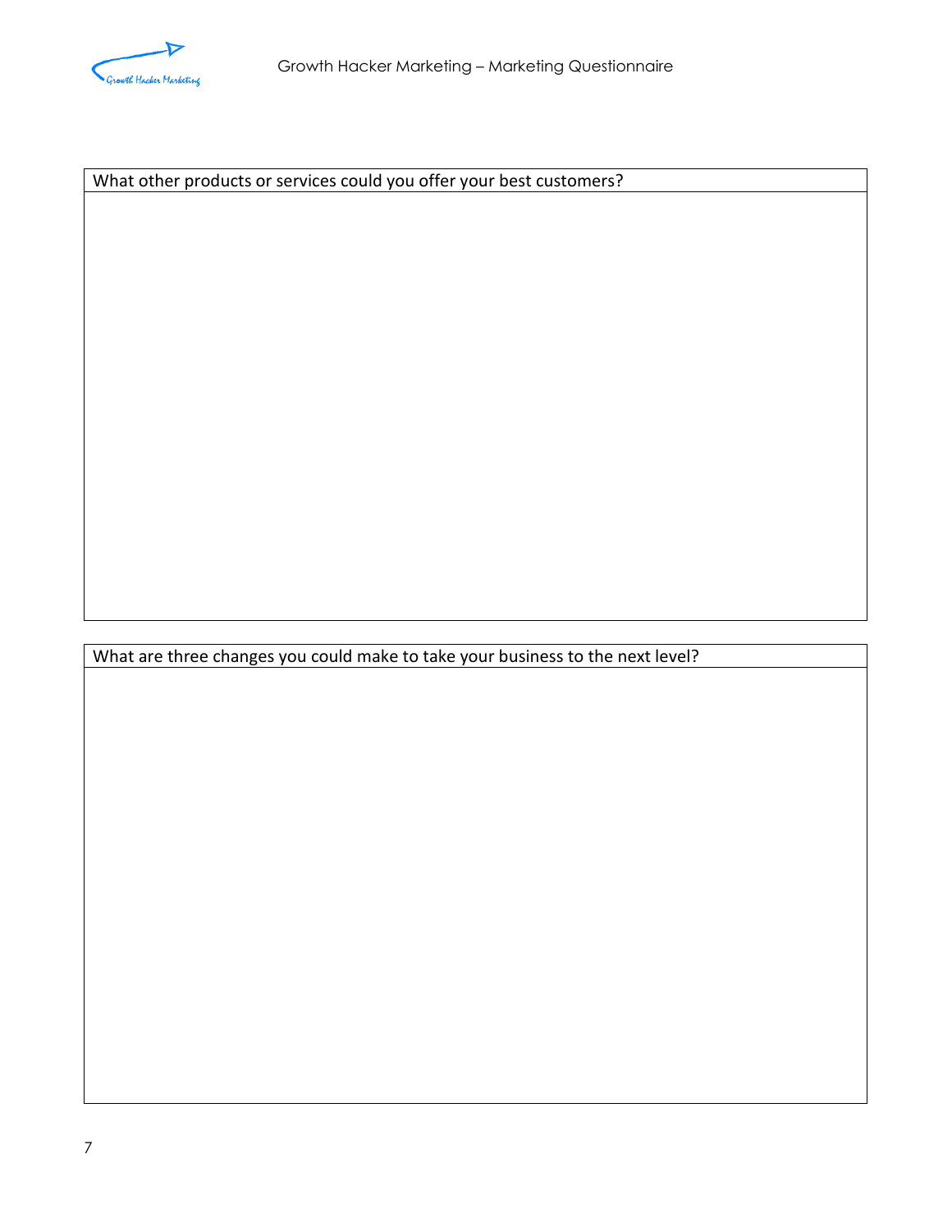| What other products or services could you offer your best customers? |
| --- |
| |

| What are three changes you could make to take your business to the next level? |
| --- |
| |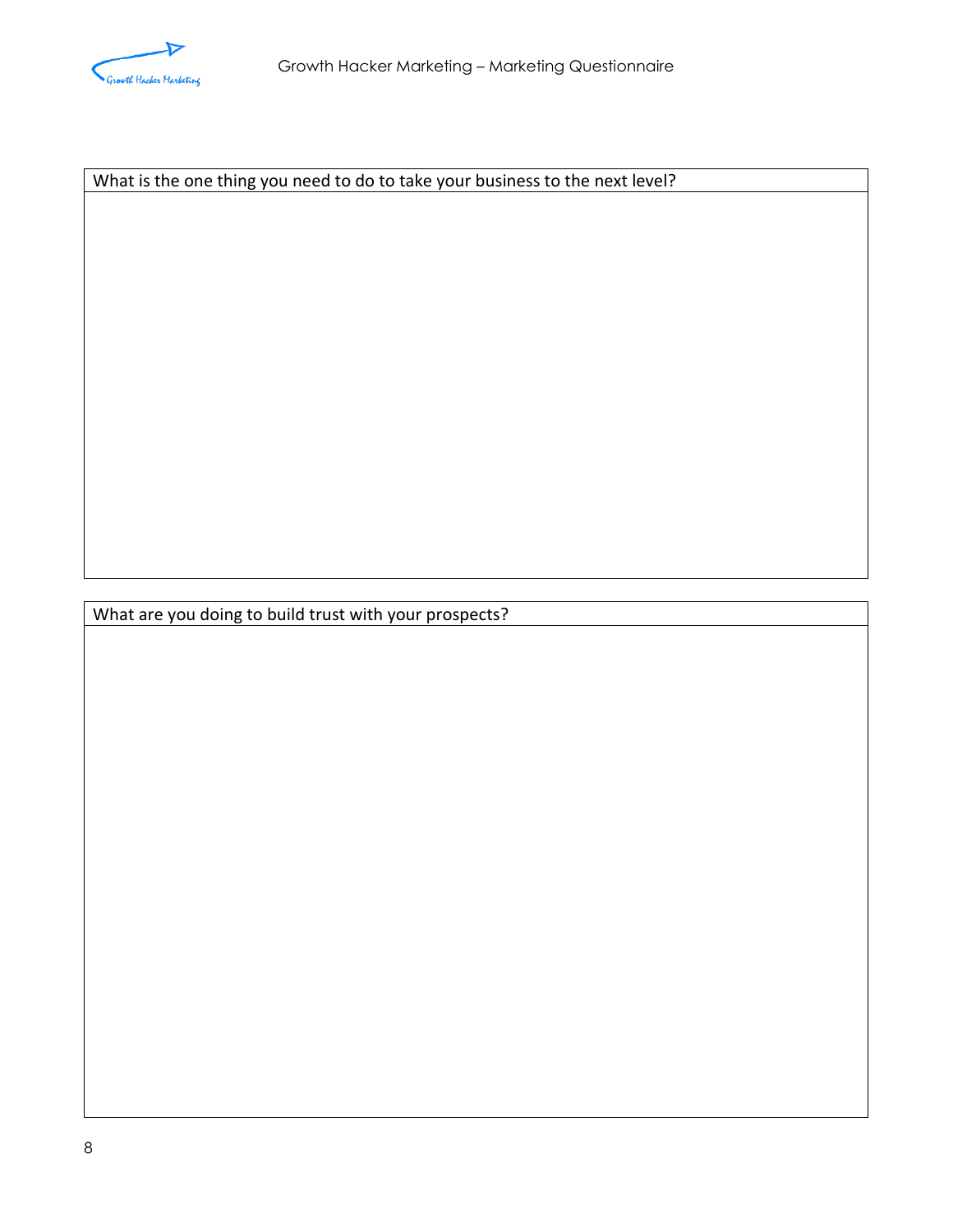| What is the one thing you need to do to take your business to the next level? |
| --- |
| |

| What are you doing to build trust with your prospects? |
| --- |
| |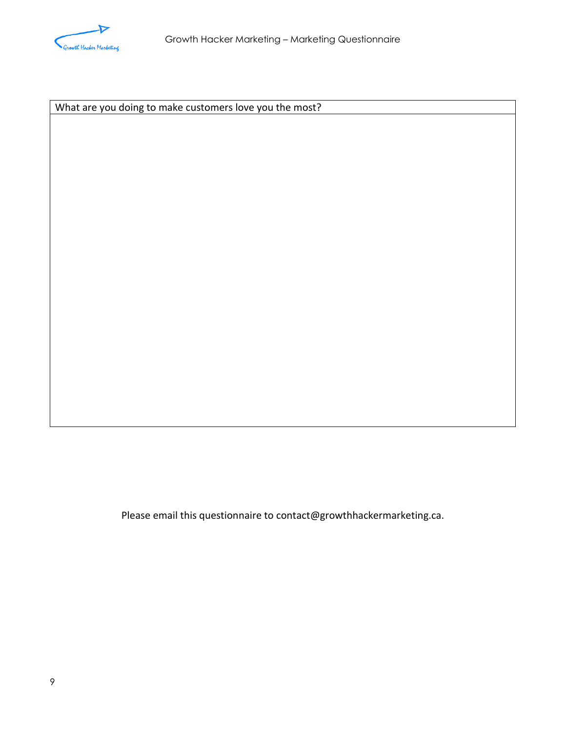| What are you doing to make customers love you the most? |
| --- |
| |

Please email this questionnaire to contact@growthhackermarketing.ca.